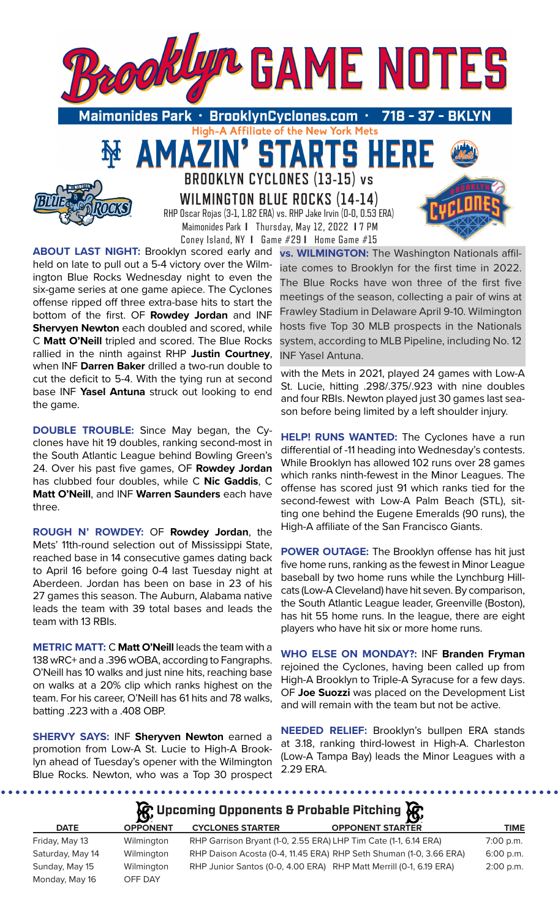# Brooklyn GAME NOTES

**Maimonides Park • BrooklynCyclones.com • 718 - 37 - BKLYN**

High-A Affiliate of the New York Mets

## AMAZIN' STARTS HERE

### BROOKLYN CYCLONES (13-15) vs WILMINGTON BLUE ROCKS (14-14)

RHP Oscar Rojas (3-1, 1.82 ERA) vs. RHP Jake Irvin (0-0, 0.53 ERA)

Maimonides Park | Thursday, May 12, 2022 | 7 PM

Coney Island, NY | Game #29 | Home Game #15

**ABOUT LAST NIGHT:** Brooklyn scored early and held on late to pull out a 5-4 victory over the Wilmington Blue Rocks Wednesday night to even the six-game series at one game apiece. The Cyclones offense ripped off three extra-base hits to start the bottom of the first. OF **Rowdey Jordan** and INF **Shervyen Newton** each doubled and scored, while C **Matt O'Neill** tripled and scored. The Blue Rocks rallied in the ninth against RHP **Justin Courtney**, when INF **Darren Baker** drilled a two-run double to cut the deficit to 5-4. With the tying run at second base INF **Yasel Antuna** struck out looking to end the game.

**DOUBLE TROUBLE:** Since May began, the Cyclones have hit 19 doubles, ranking second-most in the South Atlantic League behind Bowling Green's 24. Over his past five games, OF **Rowdey Jordan** has clubbed four doubles, while C **Nic Gaddis**, C **Matt O'Neill**, and INF **Warren Saunders** each have three.

**ROUGH N' ROWDEY:** OF **Rowdey Jordan**, the Mets' 11th-round selection out of Mississippi State, reached base in 14 consecutive games dating back to April 16 before going 0-4 last Tuesday night at Aberdeen. Jordan has been on base in 23 of his 27 games this season. The Auburn, Alabama native leads the team with 39 total bases and leads the team with 13 RBIs.

**METRIC MATT:** C **Matt O'Neill** leads the team with a 138 wRC+ and a .396 wOBA, according to Fangraphs. O'Neill has 10 walks and just nine hits, reaching base on walks at a 20% clip which ranks highest on the team. For his career, O'Neill has 61 hits and 78 walks, batting .223 with a .408 OBP.

**SHERVY SAYS:** INF **Sheryven Newton** earned a promotion from Low-A St. Lucie to High-A Brooklyn ahead of Tuesday's opener with the Wilmington Blue Rocks. Newton, who was a Top 30 prospect with the Mets in 2021, played 24 games with Low-A St. Lucie, hitting .298/.375/.923 with nine doubles and four RBIs. Newton played just 30 games last season before being limited by a left shoulder injury.

**vs. WILMINGTON:** The Washington Nationals affiliate comes to Brooklyn for the first time in 2022. The Blue Rocks have won three of the first five meetings of the season, collecting a pair of wins at Frawley Stadium in Delaware April 9-10. Wilmington hosts five Top 30 MLB prospects in the Nationals system, according to MLB Pipeline, including No. 12 INF Yasel Antuna.

**HELP! RUNS WANTED:** The Cyclones have a run differential of -11 heading into Wednesday's contests. While Brooklyn has allowed 102 runs over 28 games which ranks ninth-fewest in the Minor Leagues. The offense has scored just 91 which ranks tied for the second-fewest with Low-A Palm Beach (STL), sitting one behind the Eugene Emeralds (90 runs), the High-A affiliate of the San Francisco Giants.

**POWER OUTAGE:** The Brooklyn offense has hit just five home runs, ranking as the fewest in Minor League baseball by two home runs while the Lynchburg Hillcats (Low-A Cleveland) have hit seven. By comparison, the South Atlantic League leader, Greenville (Boston), has hit 55 home runs. In the league, there are eight players who have hit six or more home runs.

**WHO ELSE ON MONDAY?:** INF **Branden Fryman** rejoined the Cyclones, having been called up from High-A Brooklyn to Triple-A Syracuse for a few days. OF **Joe Suozzi** was placed on the Development List and will remain with the team but not be active.

**NEEDED RELIEF:** Brooklyn's bullpen ERA stands at 3.18, ranking third-lowest in High-A. Charleston (Low-A Tampa Bay) leads the Minor Leagues with a 2.29 ERA.

### Upcoming Opponents & Probable Pitching

| DATE | OPPONENT | CYCLONES STARTER | OPPONENT STARTER | TIME |
|---|---|---|---|---|
| Friday, May 13 | Wilmington | RHP Garrison Bryant (1-0, 2.55 ERA) | LHP Tim Cate (1-1, 6.14 ERA) | 7:00 p.m. |
| Saturday, May 14 | Wilmington | RHP Daison Acosta (0-4, 11.45 ERA) | RHP Seth Shuman (1-0, 3.66 ERA) | 6:00 p.m. |
| Sunday, May 15 | Wilmington | RHP Junior Santos (0-0, 4.00 ERA) | RHP Matt Merrill (0-1, 6.19 ERA) | 2:00 p.m. |
| Monday, May 16 | OFF DAY | | | |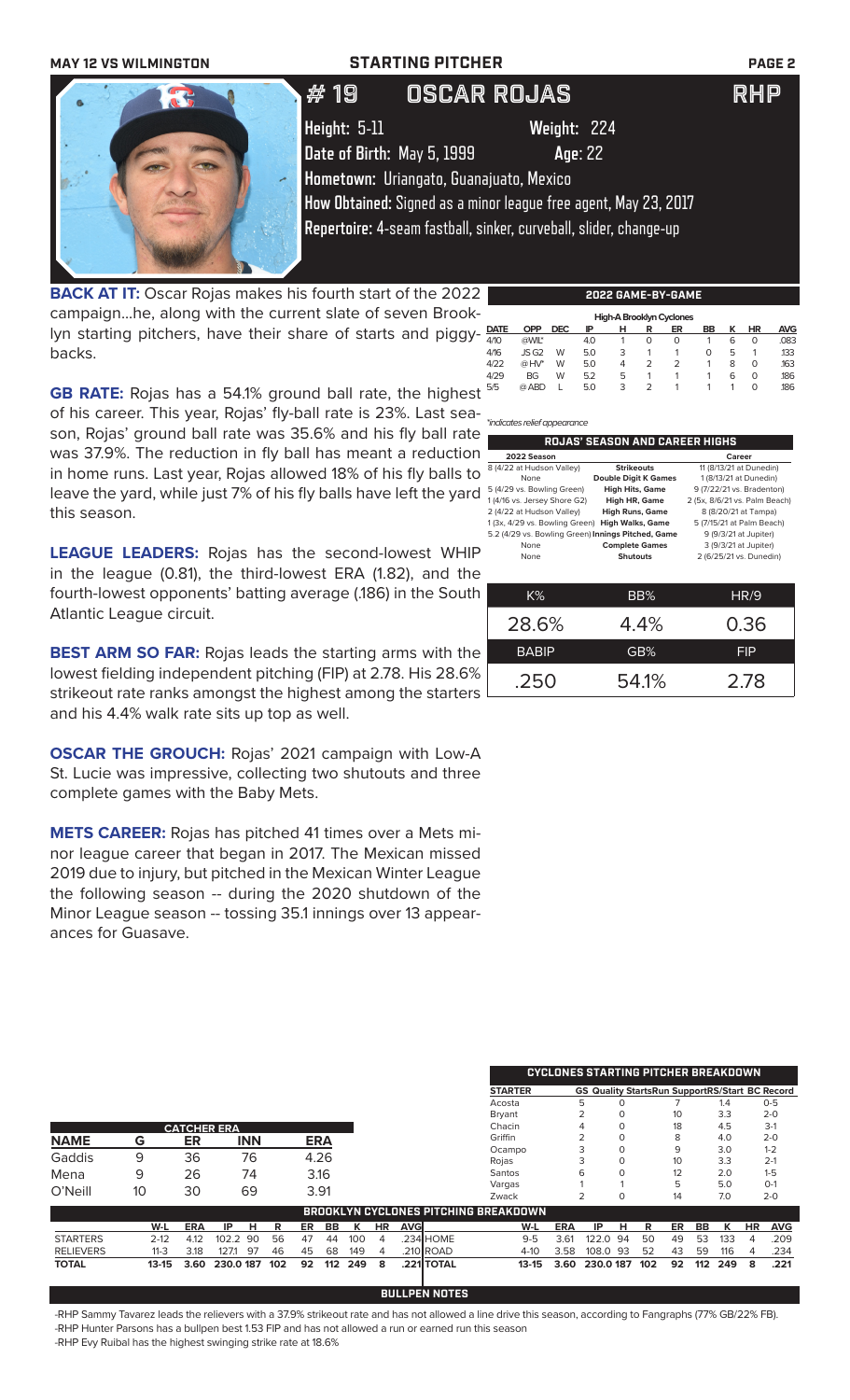## STARTING PITCHER

# #19 OSCAR ROJAS RHP

**Height:** 5-11 **Weight:** 224

**Date of Birth:** May 5, 1999 **Age:** 22

**Hometown:** Uriangato, Guanajuato, Mexico

**How Obtained:** Signed as a minor league free agent, May 23, 2017

**Repertoire:** 4-seam fastball, sinker, curveball, slider, change-up

**BACK AT IT:** Oscar Rojas makes his fourth start of the 2022 campaign...he, along with the current slate of seven Brooklyn starting pitchers, have their share of starts and piggybacks.

**GB RATE:** Rojas has a 54.1% ground ball rate, the highest of his career. This year, Rojas' fly-ball rate is 23%. Last season, Rojas' ground ball rate was 35.6% and his fly ball rate was 37.9%. The reduction in fly ball has meant a reduction in home runs. Last year, Rojas allowed 18% of his fly balls to leave the yard, while just 7% of his fly balls have left the yard this season.

**LEAGUE LEADERS:** Rojas has the second-lowest WHIP in the league (0.81), the third-lowest ERA (1.82), and the fourth-lowest opponents' batting average (.186) in the South Atlantic League circuit.

**BEST ARM SO FAR:** Rojas leads the starting arms with the lowest fielding independent pitching (FIP) at 2.78. His 28.6% strikeout rate ranks amongst the highest among the starters and his 4.4% walk rate sits up top as well.

**OSCAR THE GROUCH:** Rojas' 2021 campaign with Low-A St. Lucie was impressive, collecting two shutouts and three complete games with the Baby Mets.

**METS CAREER:** Rojas has pitched 41 times over a Mets minor league career that began in 2017. The Mexican missed 2019 due to injury, but pitched in the Mexican Winter League the following season -- during the 2020 shutdown of the Minor League season -- tossing 35.1 innings over 13 appearances for Guasave.

### 2022 GAME-BY-GAME

High-A Brooklyn Cyclones

| DATE | OPP | DEC | IP | H | R | ER | BB | K | HR | AVG |
|---|---|---|---|---|---|---|---|---|---|---|
| 4/10 | @WIL* | | 4.0 | 1 | 0 | 0 | 1 | 6 | 0 | .083 |
| 4/16 | JS G2 | W | 5.0 | 3 | 1 | 1 | 0 | 5 | 1 | .133 |
| 4/22 | @HV* | W | 5.0 | 4 | 2 | 2 | 1 | 8 | 0 | .163 |
| 4/29 | BG | W | 5.2 | 5 | 1 | 1 | 1 | 6 | 0 | .186 |
| 5/5 | @ABD | L | 5.0 | 3 | 2 | 1 | 1 | 1 | 0 | .186 |

*indicates relief appearance

### ROJAS' SEASON AND CAREER HIGHS

| 2022 Season | | Career |
|---|---|---|
| 8 (4/22 at Hudson Valley) | Strikeouts | 11 (8/13/21 at Dunedin) |
| None | Double Digit K Games | 1 (8/13/21 at Dunedin) |
| 5 (4/29 vs. Bowling Green) | High Hits, Game | 9 (7/22/21 vs. Bradenton) |
| 1 (4/16 vs. Jersey Shore G2) | High HR, Game | 2 (5x, 8/6/21 vs. Palm Beach) |
| 2 (4/22 at Hudson Valley) | High Runs, Game | 8 (8/20/21 at Tampa) |
| 1 (3x, 4/29 vs. Bowling Green) | High Walks, Game | 5 (7/15/21 at Palm Beach) |
| 5.2 (4/29 vs. Bowling Green) | Innings Pitched, Game | 9 (9/3/21 at Jupiter) |
| None | Complete Games | 3 (9/3/21 at Jupiter) |
| None | Shutouts | 2 (6/25/21 vs. Dunedin) |

| K% | BB% | HR/9 |
|---|---|---|
| 28.6% | 4.4% | 0.36 |
| **BABIP** | **GB%** | **FIP** |
| .250 | 54.1% | 2.78 |

### CATCHER ERA

| NAME | G | ER | INN | ERA |
|---|---|---|---|---|
| Gaddis | 9 | 36 | 76 | 4.26 |
| Mena | 9 | 26 | 74 | 3.16 |
| O'Neill | 10 | 30 | 69 | 3.91 |

### CYCLONES STARTING PITCHER BREAKDOWN

| STARTER | GS | Quality Starts | Run Support | RS/Start | BC Record |
|---|---|---|---|---|---|
| Acosta | 5 | 0 | 7 | 1.4 | 0-5 |
| Bryant | 2 | 0 | 10 | 3.3 | 2-0 |
| Chacin | 4 | 0 | 18 | 4.5 | 3-1 |
| Griffin | 2 | 0 | 8 | 4.0 | 2-0 |
| Ocampo | 3 | 0 | 9 | 3.0 | 1-2 |
| Rojas | 3 | 0 | 10 | 3.3 | 2-1 |
| Santos | 6 | 0 | 12 | 2.0 | 1-5 |
| Vargas | 1 | 1 | 5 | 5.0 | 0-1 |
| Zwack | 2 | 0 | 14 | 7.0 | 2-0 |

### BROOKLYN CYCLONES PITCHING BREAKDOWN

| | W-L | ERA | IP | H | R | ER | BB | K | HR | AVG |
|---|---|---|---|---|---|---|---|---|---|---|
| STARTERS | 2-12 | 4.12 | 102.2 | 90 | 56 | 47 | 44 | 100 | 4 | .234 |
| RELIEVERS | 11-3 | 3.18 | 127.1 | 97 | 46 | 45 | 68 | 149 | 4 | .210 |
| TOTAL | 13-15 | 3.60 | 230.0 | 187 | 102 | 92 | 112 | 249 | 8 | .221 |

| | W-L | ERA | IP | H | R | ER | BB | K | HR | AVG |
|---|---|---|---|---|---|---|---|---|---|---|
| HOME | 9-5 | 3.61 | 122.0 | 94 | 50 | 49 | 53 | 133 | 4 | .209 |
| ROAD | 4-10 | 3.58 | 108.0 | 93 | 52 | 43 | 59 | 116 | 4 | .234 |
| TOTAL | 13-15 | 3.60 | 230.0 | 187 | 102 | 92 | 112 | 249 | 8 | .221 |

### BULLPEN NOTES

-RHP Sammy Tavarez leads the relievers with a 37.9% strikeout rate and has not allowed a line drive this season, according to Fangraphs (77% GB/22% FB).
-RHP Hunter Parsons has a bullpen best 1.53 FIP and has not allowed a run or earned run this season
-RHP Evy Ruibal has the highest swinging strike rate at 18.6%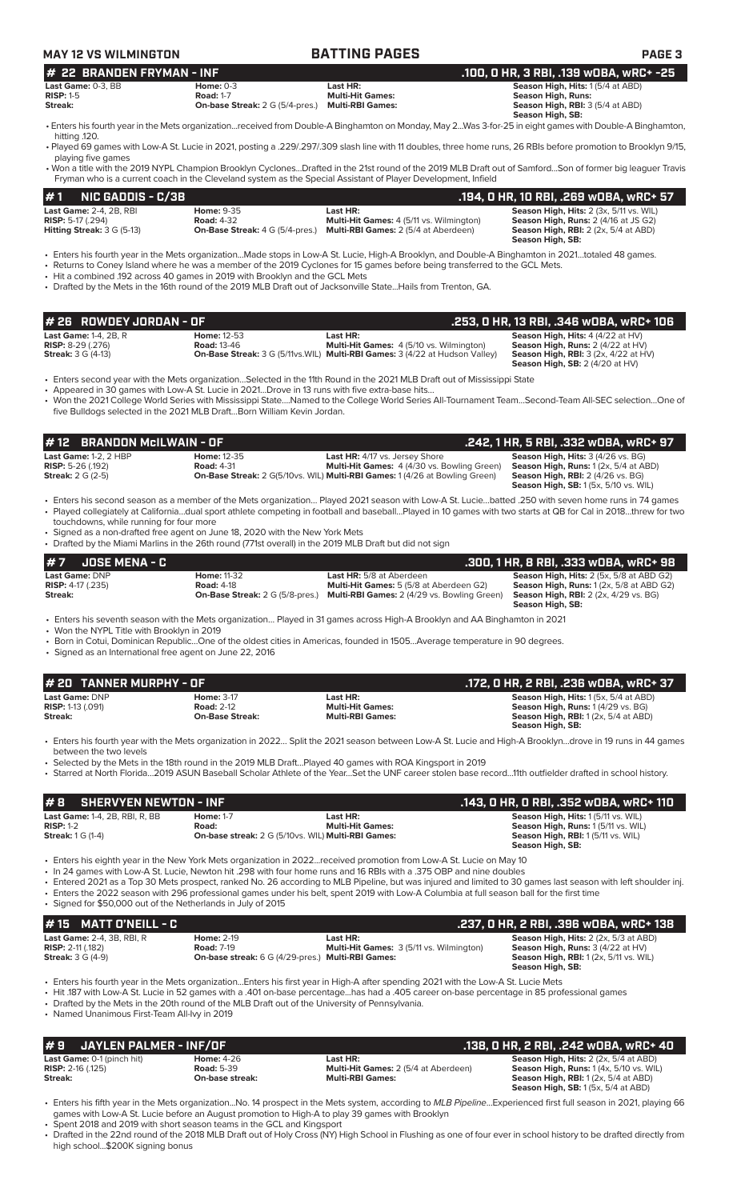**MAY 12 VS WILMINGTON** | **BATTING PAGES**

## # 22 BRANDEN FRYMAN - INF
**.100, 0 HR, 3 RBI, .139 wOBA, wRC+ -25**

| | | | |
|---|---|---|---|
| **Last Game:** 0-3, BB | **Home:** 0-3 | **Last HR:** | **Season High, Hits:** 1 (5/4 at ABD) |
| **RISP:** 1-5 | **Road:** 1-7 | **Multi-Hit Games:** | **Season High, Runs:** |
| **Streak:** | **On-base Streak:** 2 G (5/4-pres.) | **Multi-RBI Games:** | **Season High, RBI:** 3 (5/4 at ABD) |
| | | | **Season High, SB:** |

- Enters his fourth year in the Mets organization...received from Double-A Binghamton on Monday, May 2...Was 3-for-25 in eight games with Double-A Binghamton, hitting .120.
- Played 69 games with Low-A St. Lucie in 2021, posting a .229/.297/.309 slash line with 11 doubles, three home runs, 26 RBIs before promotion to Brooklyn 9/15, playing five games
- Won a title with the 2019 NYPL Champion Brooklyn Cyclones...Drafted in the 21st round of the 2019 MLB Draft out of Samford...Son of former big leaguer Travis Fryman who is a current coach in the Cleveland system as the Special Assistant of Player Development, Infield

## # 1 NIC GADDIS - C/3B
**.194, 0 HR, 10 RBI, .269 wOBA, wRC+ 57**

| | | | |
|---|---|---|---|
| **Last Game:** 2-4, 2B, RBI | **Home:** 9-35 | **Last HR:** | **Season High, Hits:** 2 (3x, 5/11 vs. WIL) |
| **RISP:** 5-17 (.294) | **Road:** 4-32 | **Multi-Hit Games:** 4 (5/11 vs. Wilmington) | **Season High, Runs:** 2 (4/16 at JS G2) |
| **Hitting Streak:** 3 G (5-13) | **On-Base Streak:** 4 G (5/4-pres.) | **Multi-RBI Games:** 2 (5/4 at Aberdeen) | **Season High, RBI:** 2 (2x, 5/4 at ABD) |
| | | | **Season High, SB:** |

- Enters his fourth year in the Mets organization...Made stops in Low-A St. Lucie, High-A Brooklyn, and Double-A Binghamton in 2021...totaled 48 games.
- Returns to Coney Island where he was a member of the 2019 Cyclones for 15 games before being transferred to the GCL Mets.
- Hit a combined .192 across 40 games in 2019 with Brooklyn and the GCL Mets
- Drafted by the Mets in the 16th round of the 2019 MLB Draft out of Jacksonville State...Hails from Trenton, GA.

## # 26 ROWDEY JORDAN - OF
**.253, 0 HR, 13 RBI, .346 wOBA, wRC+ 106**

| | | | |
|---|---|---|---|
| **Last Game:** 1-4, 2B, R | **Home:** 12-53 | **Last HR:** | **Season High, Hits:** 4 (4/22 at HV) |
| **RISP:** 8-29 (.276) | **Road:** 13-46 | **Multi-Hit Games:** 4 (5/10 vs. Wilmington) | **Season High, Runs:** 2 (4/22 at HV) |
| **Streak:** 3 G (4-13) | **On-Base Streak:** 3 G (5/11vs.WIL) | **Multi-RBI Games:** 3 (4/22 at Hudson Valley) | **Season High, RBI:** 3 (2x, 4/22 at HV) |
| | | | **Season High, SB:** 2 (4/20 at HV) |

- Enters second year with the Mets organization...Selected in the 11th Round in the 2021 MLB Draft out of Mississippi State
- Appeared in 30 games with Low-A St. Lucie in 2021...Drove in 13 runs with five extra-base hits...
- Won the 2021 College World Series with Mississippi State....Named to the College World Series All-Tournament Team...Second-Team All-SEC selection...One of five Bulldogs selected in the 2021 MLB Draft...Born William Kevin Jordan.

## # 12 BRANDON McILWAIN - OF
**.242, 1 HR, 5 RBI, .332 wOBA, wRC+ 97**

| | | | |
|---|---|---|---|
| **Last Game:** 1-2, 2 HBP | **Home:** 12-35 | **Last HR:** 4/17 vs. Jersey Shore | **Season High, Hits:** 3 (4/26 vs. BG) |
| **RISP:** 5-26 (.192) | **Road:** 4-31 | **Multi-Hit Games:** 4 (4/30 vs. Bowling Green) | **Season High, Runs:** 1 (2x, 5/4 at ABD) |
| **Streak:** 2 G (2-5) | **On-Base Streak:** 2 G(5/10vs. WIL) | **Multi-RBI Games:** 1 (4/26 at Bowling Green) | **Season High, RBI:** 2 (4/26 vs. BG) |
| | | | **Season High, SB:** 1 (5x, 5/10 vs. WIL) |

- Enters his second season as a member of the Mets organization... Played 2021 season with Low-A St. Lucie...batted .250 with seven home runs in 74 games
- Played collegiately at California...dual sport athlete competing in football and baseball...Played in 10 games with two starts at QB for Cal in 2018...threw for two touchdowns, while running for four more
- Signed as a non-drafted free agent on June 18, 2020 with the New York Mets
- Drafted by the Miami Marlins in the 26th round (771st overall) in the 2019 MLB Draft but did not sign

## # 7 JOSE MENA - C
**.300, 1 HR, 8 RBI, .333 wOBA, wRC+ 98**

| | | | |
|---|---|---|---|
| **Last Game:** DNP | **Home:** 11-32 | **Last HR:** 5/8 at Aberdeen | **Season High, Hits:** 2 (5x, 5/8 at ABD G2) |
| **RISP:** 4-17 (.235) | **Road:** 4-18 | **Multi-Hit Games:** 5 (5/8 at Aberdeen G2) | **Season High, Runs:** 1 (2x, 5/8 at ABD G2) |
| **Streak:** | **On-Base Streak:** 2 G (5/8-pres.) | **Multi-RBI Games:** 2 (4/29 vs. Bowling Green) | **Season High, RBI:** 2 (2x, 4/29 vs. BG) |
| | | | **Season High, SB:** |

- Enters his seventh season with the Mets organization... Played in 31 games across High-A Brooklyn and AA Binghamton in 2021
- Won the NYPL Title with Brooklyn in 2019
- Born in Cotui, Dominican Republic...One of the oldest cities in Americas, founded in 1505...Average temperature in 90 degrees.
- Signed as an International free agent on June 22, 2016

## # 20 TANNER MURPHY - OF
**.172, 0 HR, 2 RBI, .236 wOBA, wRC+ 37**

| | | | |
|---|---|---|---|
| **Last Game:** DNP | **Home:** 3-17 | **Last HR:** | **Season High, Hits:** 1 (5x, 5/4 at ABD) |
| **RISP:** 1-13 (.091) | **Road:** 2-12 | **Multi-Hit Games:** | **Season High, Runs:** 1 (4/29 vs. BG) |
| **Streak:** | **On-Base Streak:** | **Multi-RBI Games:** | **Season High, RBI:** 1 (2x, 5/4 at ABD) |
| | | | **Season High, SB:** |

- Enters his fourth year with the Mets organization in 2022... Split the 2021 season between Low-A St. Lucie and High-A Brooklyn...drove in 19 runs in 44 games between the two levels
- Selected by the Mets in the 18th round in the 2019 MLB Draft...Played 40 games with ROA Kingsport in 2019
- Starred at North Florida...2019 ASUN Baseball Scholar Athlete of the Year...Set the UNF career stolen base record...11th outfielder drafted in school history.

## # 8 SHERVYEN NEWTON - INF
**.143, 0 HR, 0 RBI, .352 wOBA, wRC+ 110**

| | | | |
|---|---|---|---|
| **Last Game:** 1-4, 2B, RBI, R, BB | **Home:** 1-7 | **Last HR:** | **Season High, Hits:** 1 (5/11 vs. WIL) |
| **RISP:** 1-2 | **Road:** | **Multi-Hit Games:** | **Season High, Runs:** 1 (5/11 vs. WIL) |
| **Streak:** 1 G (1-4) | **On-base streak:** 2 G (5/10vs. WIL) | **Multi-RBI Games:** | **Season High, RBI:** 1 (5/11 vs. WIL) |
| | | | **Season High, SB:** |

- Enters his eighth year in the New York Mets organization in 2022...received promotion from Low-A St. Lucie on May 10
- In 24 games with Low-A St. Lucie, Newton hit .298 with four home runs and 16 RBIs with a .375 OBP and nine doubles
- Entered 2021 as a Top 30 Mets prospect, ranked No. 26 according to MLB Pipeline, but was injured and limited to 30 games last season with left shoulder inj.
- Enters the 2022 season with 296 professional games under his belt, spent 2019 with Low-A Columbia at full season ball for the first time
- Signed for $50,000 out of the Netherlands in July of 2015

## # 15 MATT O'NEILL - C
**.237, 0 HR, 2 RBI, .396 wOBA, wRC+ 138**

| | | | |
|---|---|---|---|
| **Last Game:** 2-4, 3B, RBI, R | **Home:** 2-19 | **Last HR:** | **Season High, Hits:** 2 (2x, 5/3 at ABD) |
| **RISP:** 2-11 (.182) | **Road:** 7-19 | **Multi-Hit Games:** 3 (5/11 vs. Wilmington) | **Season High, Runs:** 3 (4/22 at HV) |
| **Streak:** 3 G (4-9) | **On-base streak:** 6 G (4/29-pres.) | **Multi-RBI Games:** | **Season High, RBI:** 1 (2x, 5/11 vs. WIL) |
| | | | **Season High, SB:** |

- Enters his fourth year in the Mets organization...Enters his first year in High-A after spending 2021 with the Low-A St. Lucie Mets
- Hit .187 with Low-A St. Lucie in 52 games with a .401 on-base percentage...has had a .405 career on-base percentage in 85 professional games
- Drafted by the Mets in the 20th round of the MLB Draft out of the University of Pennsylvania.
- Named Unanimous First-Team All-Ivy in 2019

## # 9 JAYLEN PALMER - INF/OF
**.138, 0 HR, 2 RBI, .242 wOBA, wRC+ 40**

| | | | |
|---|---|---|---|
| **Last Game:** 0-1 (pinch hit) | **Home:** 4-26 | **Last HR:** | **Season High, Hits:** 2 (2x, 5/4 at ABD) |
| **RISP:** 2-16 (.125) | **Road:** 5-39 | **Multi-Hit Games:** 2 (5/4 at Aberdeen) | **Season High, Runs:** 1 (4x, 5/10 vs. WIL) |
| **Streak:** | **On-base streak:** | **Multi-RBI Games:** | **Season High, RBI:** 1 (2x, 5/4 at ABD) |
| | | | **Season High, SB:** 1 (5x, 5/4 at ABD) |

- Enters his fifth year in the Mets organization...No. 14 prospect in the Mets system, according to *MLB Pipeline*...Experienced first full season in 2021, playing 66 games with Low-A St. Lucie before an August promotion to High-A to play 39 games with Brooklyn
- Spent 2018 and 2019 with short season teams in the GCL and Kingsport
- Drafted in the 22nd round of the 2018 MLB Draft out of Holy Cross (NY) High School in Flushing as one of four ever in school history to be drafted directly from high school...$200K signing bonus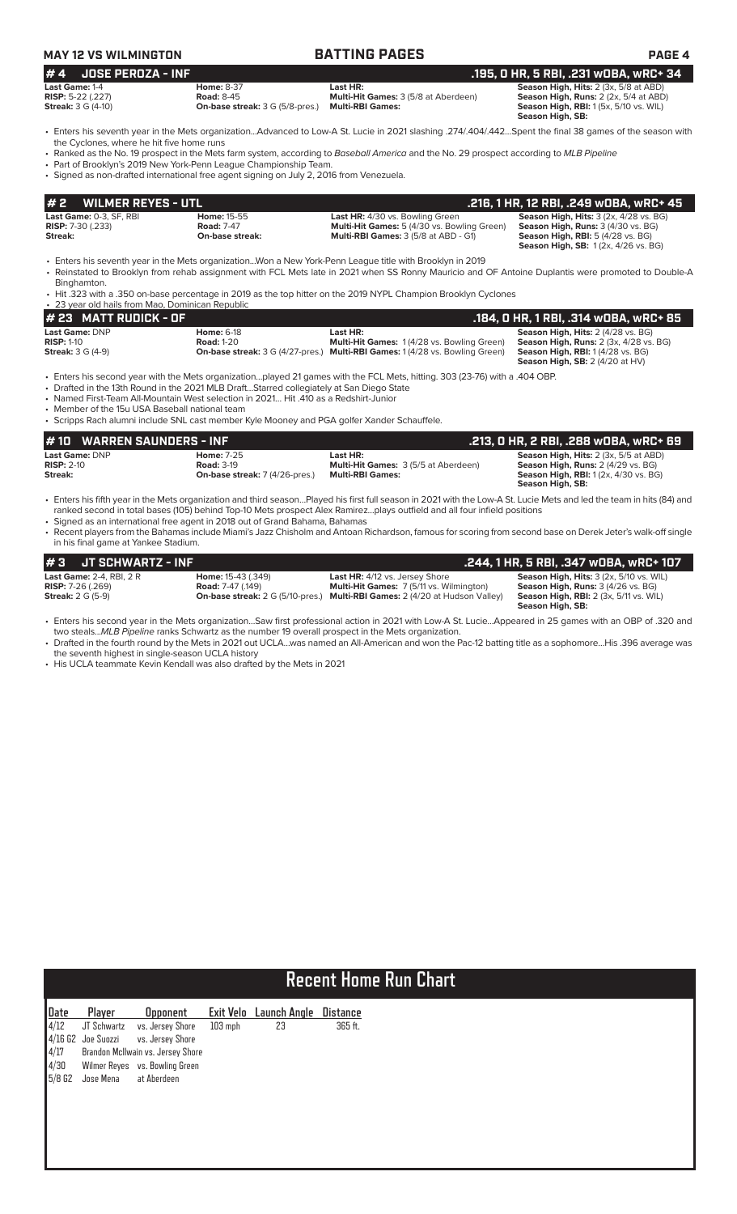**MAY 12 VS WILMINGTON** | **BATTING PAGES**

## # 4 JOSE PEROZA - INF — .195, 0 HR, 5 RBI, .231 wOBA, wRC+ 34

**Last Game:** 1-4
**RISP:** 5-22 (.227)
**Streak:** 3 G (4-10)
**Home:** 8-37
**Road:** 8-45
**On-base streak:** 3 G (5/8-pres.)
**Last HR:**
**Multi-Hit Games:** 3 (5/8 at Aberdeen)
**Multi-RBI Games:**
**Season High, Hits:** 2 (3x, 5/8 at ABD)
**Season High, Runs:** 2 (2x, 5/4 at ABD)
**Season High, RBI:** 1 (5x, 5/10 vs. WIL)
**Season High, SB:**

- Enters his seventh year in the Mets organization...Advanced to Low-A St. Lucie in 2021 slashing .274/.404/.442...Spent the final 38 games of the season with the Cyclones, where he hit five home runs
- Ranked as the No. 19 prospect in the Mets farm system, according to *Baseball America* and the No. 29 prospect according to *MLB Pipeline*
- Part of Brooklyn's 2019 New York-Penn League Championship Team.
- Signed as non-drafted international free agent signing on July 2, 2016 from Venezuela.

## # 2 WILMER REYES - UTL — .216, 1 HR, 12 RBI, .249 wOBA, wRC+ 45

**Last Game:** 0-3, SF, RBI
**RISP:** 7-30 (.233)
**Streak:**
**Home:** 15-55
**Road:** 7-47
**On-base streak:**
**Last HR:** 4/30 vs. Bowling Green
**Multi-Hit Games:** 5 (4/30 vs. Bowling Green)
**Multi-RBI Games:** 3 (5/8 at ABD - G1)
**Season High, Hits:** 3 (2x, 4/28 vs. BG)
**Season High, Runs:** 3 (4/30 vs. BG)
**Season High, RBI:** 5 (4/28 vs. BG)
**Season High, SB:** 1 (2x, 4/26 vs. BG)

- Enters his seventh year in the Mets organization...Won a New York-Penn League title with Brooklyn in 2019
- Reinstated to Brooklyn from rehab assignment with FCL Mets late in 2021 when SS Ronny Mauricio and OF Antoine Duplantis were promoted to Double-A Binghamton.
- Hit .323 with a .350 on-base percentage in 2019 as the top hitter on the 2019 NYPL Champion Brooklyn Cyclones
- 23 year old hails from Mao, Dominican Republic

## # 23 MATT RUDICK - OF — .184, 0 HR, 1 RBI, .314 wOBA, wRC+ 85

**Last Game:** DNP
**RISP:** 1-10
**Streak:** 3 G (4-9)
**Home:** 6-18
**Road:** 1-20
**On-base streak:** 3 G (4/27-pres.)
**Last HR:**
**Multi-Hit Games:** 1 (4/28 vs. Bowling Green)
**Multi-RBI Games:** 1 (4/28 vs. Bowling Green)
**Season High, Hits:** 2 (4/28 vs. BG)
**Season High, Runs:** 2 (3x, 4/28 vs. BG)
**Season High, RBI:** 1 (4/28 vs. BG)
**Season High, SB:** 2 (4/20 at HV)

- Enters his second year with the Mets organization...played 21 games with the FCL Mets, hitting. 303 (23-76) with a .404 OBP.
- Drafted in the 13th Round in the 2021 MLB Draft...Starred collegiately at San Diego State
- Named First-Team All-Mountain West selection in 2021... Hit .410 as a Redshirt-Junior
- Member of the 15u USA Baseball national team
- Scripps Rach alumni include SNL cast member Kyle Mooney and PGA golfer Xander Schauffele.

## # 10 WARREN SAUNDERS - INF — .213, 0 HR, 2 RBI, .288 wOBA, wRC+ 69

**Last Game:** DNP
**RISP:** 2-10
**Streak:**
**Home:** 7-25
**Road:** 3-19
**On-base streak:** 7 (4/26-pres.)
**Last HR:**
**Multi-Hit Games:** 3 (5/5 at Aberdeen)
**Multi-RBI Games:**
**Season High, Hits:** 2 (3x, 5/5 at ABD)
**Season High, Runs:** 2 (4/29 vs. BG)
**Season High, RBI:** 1 (2x, 4/30 vs. BG)
**Season High, SB:**

- Enters his fifth year in the Mets organization and third season...Played his first full season in 2021 with the Low-A St. Lucie Mets and led the team in hits (84) and ranked second in total bases (105) behind Top-10 Mets prospect Alex Ramirez...plays outfield and all four infield positions
- Signed as an international free agent in 2018 out of Grand Bahama, Bahamas
- Recent players from the Bahamas include Miami's Jazz Chisholm and Antoan Richardson, famous for scoring from second base on Derek Jeter's walk-off single in his final game at Yankee Stadium.

## # 3 JT SCHWARTZ - INF — .244, 1 HR, 5 RBI, .347 wOBA, wRC+ 107

**Last Game:** 2-4, RBI, 2 R
**RISP:** 7-26 (.269)
**Streak:** 2 G (5-9)
**Home:** 15-43 (.349)
**Road:** 7-47 (.149)
**On-base streak:** 2 G (5/10-pres.)
**Last HR:** 4/12 vs. Jersey Shore
**Multi-Hit Games:** 7 (5/11 vs. Wilmington)
**Multi-RBI Games:** 2 (4/20 at Hudson Valley)
**Season High, Hits:** 3 (2x, 5/10 vs. WIL)
**Season High, Runs:** 3 (4/26 vs. BG)
**Season High, RBI:** 2 (3x, 5/11 vs. WIL)
**Season High, SB:**

- Enters his second year in the Mets organization...Saw first professional action in 2021 with Low-A St. Lucie...Appeared in 25 games with an OBP of .320 and two steals...*MLB Pipeline* ranks Schwartz as the number 19 overall prospect in the Mets organization.
- Drafted in the fourth round by the Mets in 2021 out UCLA...was named an All-American and won the Pac-12 batting title as a sophomore...His .396 average was the seventh highest in single-season UCLA history
- His UCLA teammate Kevin Kendall was also drafted by the Mets in 2021

## Recent Home Run Chart

| Date | Player | Opponent | Exit Velo | Launch Angle | Distance |
|---|---|---|---|---|---|
| 4/12 | JT Schwartz | vs. Jersey Shore | 103 mph | 23 | 365 ft. |
| 4/16 G2 | Joe Suozzi | vs. Jersey Shore | | | |
| 4/17 | Brandon McIlwain | vs. Jersey Shore | | | |
| 4/30 | Wilmer Reyes | vs. Bowling Green | | | |
| 5/8 G2 | Jose Mena | at Aberdeen | | | |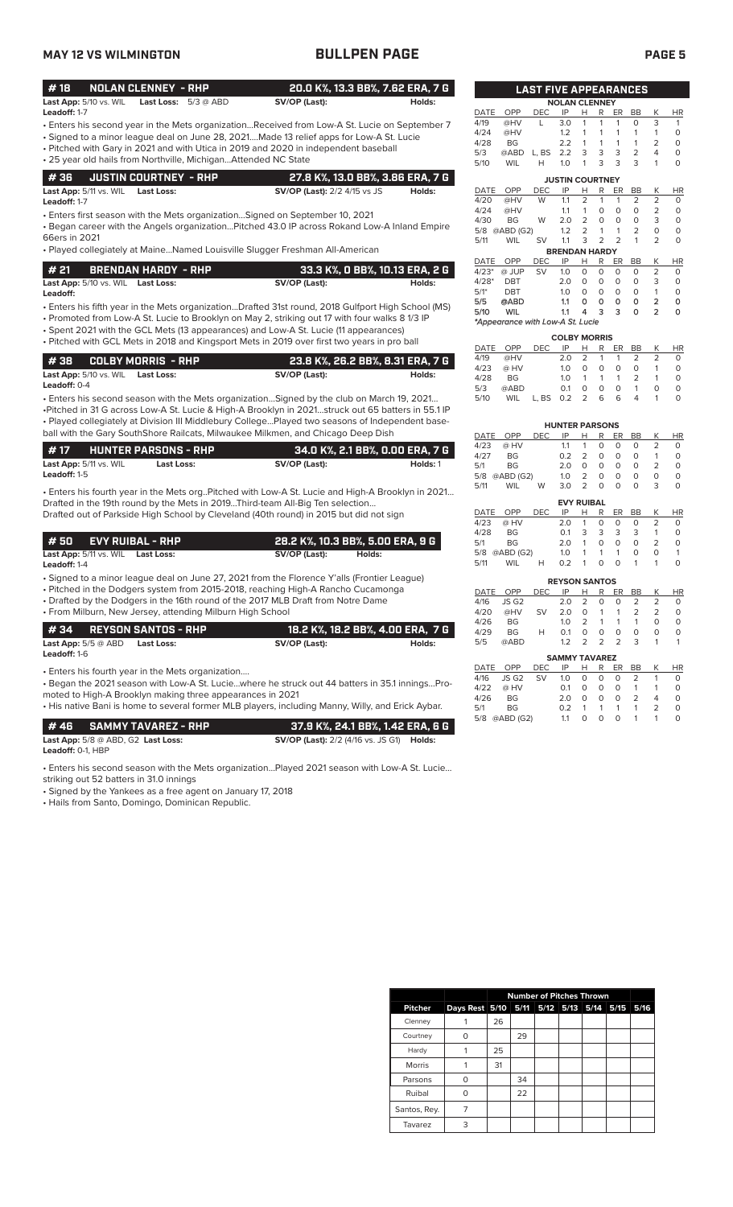# BULLPEN PAGE

MAY 12 VS WILMINGTON

## # 18 NOLAN CLENNEY - RHP — 20.0 K%, 13.3 BB%, 7.62 ERA, 7 G

**Last App:** 5/10 vs. WIL **Last Loss:** 5/3 @ ABD **SV/OP (Last):** **Holds:**
**Leadoff:** 1-7

- Enters his second year in the Mets organization...Received from Low-A St. Lucie on September 7
- Signed to a minor league deal on June 28, 2021....Made 13 relief apps for Low-A St. Lucie
- Pitched with Gary in 2021 and with Utica in 2019 and 2020 in independent baseball
- 25 year old hails from Northville, Michigan...Attended NC State

## # 36 JUSTIN COURTNEY - RHP — 27.8 K%, 13.0 BB%, 3.86 ERA, 7 G

**Last App:** 5/11 vs. WIL **Last Loss:** **SV/OP (Last):** 2/2 4/15 vs JS **Holds:**
**Leadoff:** 1-7

- Enters first season with the Mets organization...Signed on September 10, 2021
- Began career with the Angels organization...Pitched 43.0 IP across Rokand Low-A Inland Empire 66ers in 2021
- Played collegiately at Maine...Named Louisville Slugger Freshman All-American

## # 21 BRENDAN HARDY - RHP — 33.3 K%, 0 BB%, 10.13 ERA, 2 G

**Last App:** 5/10 vs. WIL **Last Loss:** **SV/OP (Last):** **Holds:**
**Leadoff:**

- Enters his fifth year in the Mets organization...Drafted 31st round, 2018 Gulfport High School (MS)
- Promoted from Low-A St. Lucie to Brooklyn on May 2, striking out 17 with four walks 8 1/3 IP
- Spent 2021 with the GCL Mets (13 appearances) and Low-A St. Lucie (11 appearances)
- Pitched with GCL Mets in 2018 and Kingsport Mets in 2019 over first two years in pro ball

## # 38 COLBY MORRIS - RHP — 23.8 K%, 26.2 BB%, 8.31 ERA, 7 G

**Last App:** 5/10 vs. WIL **Last Loss:** **SV/OP (Last):** **Holds:**
**Leadoff:** 0-4

- Enters his second season with the Mets organization...Signed by the club on March 19, 2021...
- Pitched in 31 G across Low-A St. Lucie & High-A Brooklyn in 2021...struck out 65 batters in 55.1 IP
- Played collegiately at Division III Middlebury College...Played two seasons of Independent baseball with the Gary SouthShore Railcats, Milwaukee Milkmen, and Chicago Deep Dish

## # 17 HUNTER PARSONS - RHP — 34.0 K%, 2.1 BB%, 0.00 ERA, 7 G

**Last App:** 5/11 vs. WIL **Last Loss:** **SV/OP (Last):** **Holds:** 1
**Leadoff:** 1-5

- Enters his fourth year in the Mets org..Pitched with Low-A St. Lucie and High-A Brooklyn in 2021... Drafted in the 19th round by the Mets in 2019...Third-team All-Big Ten selection... Drafted out of Parkside High School by Cleveland (40th round) in 2015 but did not sign

## # 50 EVY RUIBAL - RHP — 28.2 K%, 10.3 BB%, 5.00 ERA, 9 G

**Last App:** 5/11 vs. WIL **Last Loss:** **SV/OP (Last):** **Holds:**
**Leadoff:** 1-4

- Signed to a minor league deal on June 27, 2021 from the Florence Y'alls (Frontier League)
- Pitched in the Dodgers system from 2015-2018, reaching High-A Rancho Cucamonga
- Drafted by the Dodgers in the 16th round of the 2017 MLB Draft from Notre Dame
- From Milburn, New Jersey, attending Milburn High School

## # 34 REYSON SANTOS - RHP — 18.2 K%, 18.2 BB%, 4.00 ERA, 7 G

**Last App:** 5/5 @ ABD **Last Loss:** **SV/OP (Last):** **Holds:**
**Leadoff:** 1-6

- Enters his fourth year in the Mets organization....
- Began the 2021 season with Low-A St. Lucie...where he struck out 44 batters in 35.1 innings...Promoted to High-A Brooklyn making three appearances in 2021
- His native Bani is home to several former MLB players, including Manny, Willy, and Erick Aybar.

## # 46 SAMMY TAVAREZ - RHP — 37.9 K%, 24.1 BB%, 1.42 ERA, 6 G

**Last App:** 5/8 @ ABD, G2 **Last Loss:** **SV/OP (Last):** 2/2 (4/16 vs. JS G1) **Holds:**
**Leadoff:** 0-1, HBP

- Enters his second season with the Mets organization...Played 2021 season with Low-A St. Lucie... striking out 52 batters in 31.0 innings
- Signed by the Yankees as a free agent on January 17, 2018
- Hails from Santo, Domingo, Dominican Republic.

## LAST FIVE APPEARANCES

**NOLAN CLENNEY**

| DATE | OPP | DEC | IP | H | R | ER | BB | K | HR |
|---|---|---|---|---|---|---|---|---|---|
| 4/19 | @HV | L | 3.0 | 1 | 1 | 1 | 0 | 3 | 1 |
| 4/24 | @HV | | 1.2 | 1 | 1 | 1 | 1 | 1 | 0 |
| 4/28 | BG | | 2.2 | 1 | 1 | 1 | 1 | 2 | 0 |
| 5/3 | @ABD | L, BS | 2.2 | 3 | 3 | 3 | 2 | 4 | 0 |
| 5/10 | WIL | H | 1.0 | 1 | 3 | 3 | 3 | 1 | 0 |

**JUSTIN COURTNEY**

| DATE | OPP | DEC | IP | H | R | ER | BB | K | HR |
|---|---|---|---|---|---|---|---|---|---|
| 4/20 | @HV | W | 1.1 | 2 | 1 | 1 | 2 | 2 | 0 |
| 4/24 | @HV | | 1.1 | 1 | 0 | 0 | 0 | 2 | 0 |
| 4/30 | BG | W | 2.0 | 2 | 0 | 0 | 0 | 3 | 0 |
| 5/8 | @ABD (G2) | | 1.2 | 2 | 1 | 1 | 2 | 0 | 0 |
| 5/11 | WIL | SV | 1.1 | 3 | 2 | 2 | 1 | 2 | 0 |

**BRENDAN HARDY**

| DATE | OPP | DEC | IP | H | R | ER | BB | K | HR |
|---|---|---|---|---|---|---|---|---|---|
| 4/23* | @ JUP | SV | 1.0 | 0 | 0 | 0 | 0 | 2 | 0 |
| 4/28* | DBT | | 2.0 | 0 | 0 | 0 | 0 | 3 | 0 |
| 5/1* | DBT | | 1.0 | 0 | 0 | 0 | 0 | 1 | 0 |
| 5/5 | @ABD | | 1.1 | 0 | 0 | 0 | 0 | 2 | 0 |
| 5/10 | WIL | | 1.1 | 4 | 3 | 3 | 0 | 2 | 0 |

*Appearance with Low-A St. Lucie

**COLBY MORRIS**

| DATE | OPP | DEC | IP | H | R | ER | BB | K | HR |
|---|---|---|---|---|---|---|---|---|---|
| 4/19 | @HV | | 2.0 | 2 | 1 | 1 | 2 | 2 | 0 |
| 4/23 | @ HV | | 1.0 | 0 | 0 | 0 | 0 | 1 | 0 |
| 4/28 | BG | | 1.0 | 1 | 1 | 1 | 2 | 1 | 0 |
| 5/3 | @ABD | | 0.1 | 0 | 0 | 0 | 1 | 0 | 0 |
| 5/10 | WIL | L, BS | 0.2 | 2 | 6 | 6 | 4 | 1 | 0 |

**HUNTER PARSONS**

| DATE | OPP | DEC | IP | H | R | ER | BB | K | HR |
|---|---|---|---|---|---|---|---|---|---|
| 4/23 | @ HV | | 1.1 | 1 | 0 | 0 | 0 | 2 | 0 |
| 4/27 | BG | | 0.2 | 2 | 0 | 0 | 0 | 1 | 0 |
| 5/1 | BG | | 2.0 | 0 | 0 | 0 | 0 | 2 | 0 |
| 5/8 | @ABD (G2) | | 1.0 | 2 | 0 | 0 | 0 | 0 | 0 |
| 5/11 | WIL | W | 3.0 | 2 | 0 | 0 | 0 | 3 | 0 |

**EVY RUIBAL**

| DATE | OPP | DEC | IP | H | R | ER | BB | K | HR |
|---|---|---|---|---|---|---|---|---|---|
| 4/23 | @ HV | | 2.0 | 1 | 0 | 0 | 0 | 2 | 0 |
| 4/28 | BG | | 0.1 | 3 | 3 | 3 | 3 | 1 | 0 |
| 5/1 | BG | | 2.0 | 1 | 0 | 0 | 0 | 2 | 0 |
| 5/8 | @ABD (G2) | | 1.0 | 1 | 1 | 1 | 0 | 0 | 1 |
| 5/11 | WIL | H | 0.2 | 1 | 0 | 0 | 1 | 1 | 0 |

**REYSON SANTOS**

| DATE | OPP | DEC | IP | H | R | ER | BB | K | HR |
|---|---|---|---|---|---|---|---|---|---|
| 4/16 | JS G2 | | 2.0 | 2 | 0 | 0 | 2 | 2 | 0 |
| 4/20 | @HV | SV | 2.0 | 0 | 1 | 1 | 2 | 2 | 0 |
| 4/26 | BG | | 1.0 | 2 | 1 | 1 | 1 | 0 | 0 |
| 4/29 | BG | H | 0.1 | 0 | 0 | 0 | 0 | 0 | 0 |
| 5/5 | @ABD | | 1.2 | 2 | 2 | 2 | 3 | 1 | 1 |

**SAMMY TAVAREZ**

| DATE | OPP | DEC | IP | H | R | ER | BB | K | HR |
|---|---|---|---|---|---|---|---|---|---|
| 4/16 | JS G2 | SV | 1.0 | 0 | 0 | 0 | 2 | 1 | 0 |
| 4/22 | @ HV | | 0.1 | 0 | 0 | 0 | 1 | 1 | 0 |
| 4/26 | BG | | 2.0 | 0 | 0 | 0 | 2 | 4 | 0 |
| 5/1 | BG | | 0.2 | 1 | 1 | 1 | 1 | 2 | 0 |
| 5/8 | @ABD (G2) | | 1.1 | 0 | 0 | 0 | 1 | 1 | 0 |

## Number of Pitches Thrown

| Pitcher | Days Rest | 5/10 | 5/11 | 5/12 | 5/13 | 5/14 | 5/15 | 5/16 |
|---|---|---|---|---|---|---|---|---|
| Clenney | 1 | 26 | | | | | | |
| Courtney | 0 | | 29 | | | | | |
| Hardy | 1 | 25 | | | | | | |
| Morris | 1 | 31 | | | | | | |
| Parsons | 0 | | 34 | | | | | |
| Ruibal | 0 | | 22 | | | | | |
| Santos, Rey. | 7 | | | | | | | |
| Tavarez | 3 | | | | | | | |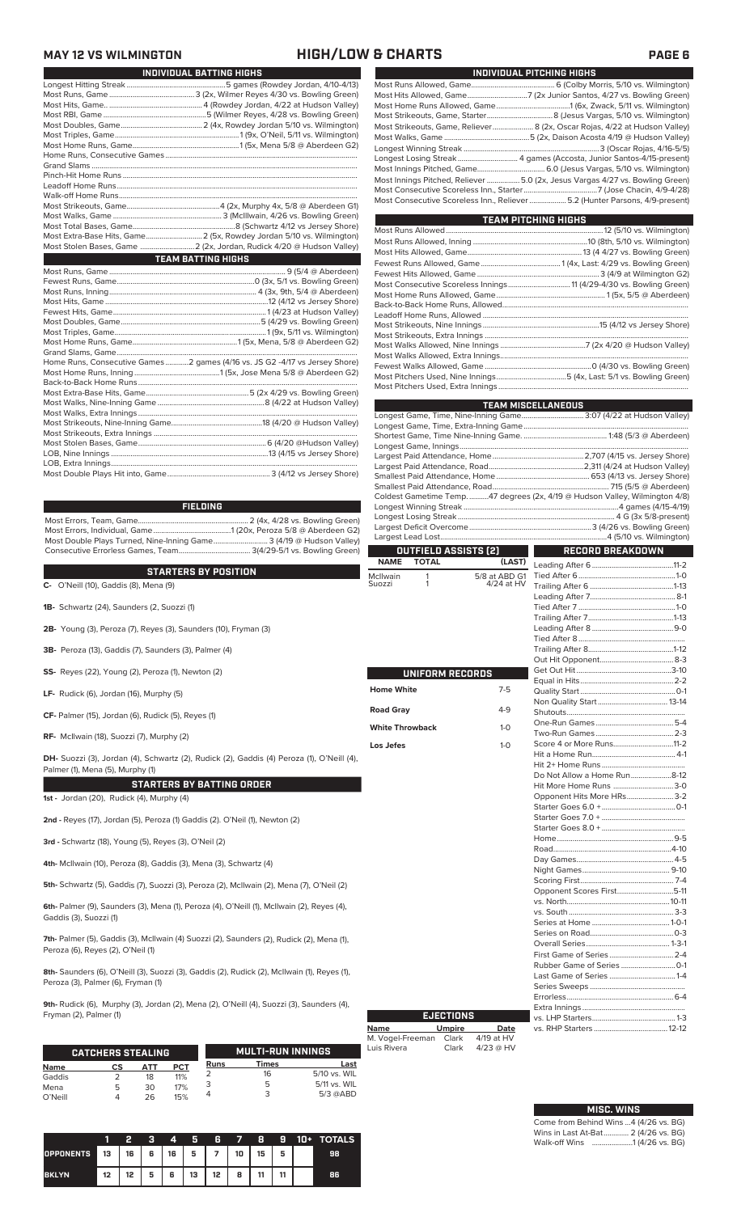# MAY 12 VS WILMINGTON — HIGH/LOW & CHARTS

## INDIVIDUAL BATTING HIGHS

| | |
|---|---|
| Longest Hitting Streak | 5 games (Rowdey Jordan, 4/10-4/13) |
| Most Runs, Game | 3 (2x, Wilmer Reyes 4/30 vs. Bowling Green) |
| Most Hits, Game | 4 (Rowdey Jordan, 4/22 at Hudson Valley) |
| Most RBI, Game | 5 (Wilmer Reyes, 4/28 vs. Bowling Green) |
| Most Doubles, Game | 2 (4x, Rowdey Jordan 5/10 vs. Wilmington) |
| Most Triples, Game | 1 (9x, O'Neill, 5/11 vs. Wilmington) |
| Most Home Runs, Game | 1 (5x, Mena 5/8 @ Aberdeen G2) |
| Home Runs, Consecutive Games | |
| Grand Slams | |
| Pinch-Hit Home Runs | |
| Leadoff Home Runs | |
| Walk-off Home Runs | |
| Most Strikeouts, Game | 4 (2x, Murphy 4x, 5/8 @ Aberdeen G1) |
| Most Walks, Game | 3 (McIlwain, 4/26 vs. Bowling Green) |
| Most Total Bases, Game | 8 (Schwartz 4/12 vs Jersey Shore) |
| Most Extra-Base Hits, Game | 2 (5x, Rowdey Jordan 5/10 vs. Wilmington) |
| Most Stolen Bases, Game | 2 (2x, Jordan, Rudick 4/20 @ Hudson Valley) |

## TEAM BATTING HIGHS

| | |
|---|---|
| Most Runs, Game | 9 (5/4 @ Aberdeen) |
| Fewest Runs, Game | 0 (3x, 5/1 vs. Bowling Green) |
| Most Runs, Inning | 4 (3x, 9th, 5/4 @ Aberdeen) |
| Most Hits, Game | 12 (4/12 vs Jersey Shore) |
| Fewest Hits, Game | 1 (4/23 at Hudson Valley) |
| Most Doubles, Game | 5 (4/29 vs. Bowling Green) |
| Most Triples, Game | 1 (9x, 5/11 vs. Wilmington) |
| Most Home Runs, Game | 1 (5x, Mena, 5/8 @ Aberdeen G2) |
| Grand Slams, Game | |
| Home Runs, Consecutive Games | 2 games (4/16 vs. JS G2 -4/17 vs Jersey Shore) |
| Most Home Runs, Inning | 1 (5x, Jose Mena 5/8 @ Aberdeen G2) |
| Back-to-Back Home Runs | |
| Most Extra-Base Hits, Game | 5 (2x 4/29 vs. Bowling Green) |
| Most Walks, Nine-Inning Game | 8 (4/22 at Hudson Valley) |
| Most Walks, Extra Innings | |
| Most Strikeouts, Nine-Inning Game | 18 (4/20 @ Hudson Valley) |
| Most Strikeouts, Extra Innings | |
| Most Stolen Bases, Game | 6 (4/20 @Hudson Valley) |
| LOB, Nine Innings | 13 (4/15 vs Jersey Shore) |
| LOB, Extra Innings | |
| Most Double Plays Hit into, Game | 3 (4/12 vs Jersey Shore) |

## FIELDING

| | |
|---|---|
| Most Errors, Team, Game | 2 (4x, 4/28 vs. Bowling Green) |
| Most Errors, Individual, Game | 1 (20x, Peroza 5/8 @ Aberdeen G2) |
| Most Double Plays Turned, Nine-Inning Game | 3 (4/19 @ Hudson Valley) |
| Consecutive Errorless Games, Team | 3(4/29-5/1 vs. Bowling Green) |

## STARTERS BY POSITION

**C-** O'Neill (10), Gaddis (8), Mena (9)

**1B-** Schwartz (24), Saunders (2), Suozzi (1)

**2B-** Young (3), Peroza (7), Reyes (3), Saunders (10), Fryman (3)

**3B-** Peroza (13), Gaddis (7), Saunders (3), Palmer (4)

**SS-** Reyes (22), Young (2), Peroza (1), Newton (2)

**LF-** Rudick (6), Jordan (16), Murphy (5)

**CF-** Palmer (15), Jordan (6), Rudick (5), Reyes (1)

**RF-** McIlwain (18), Suozzi (7), Murphy (2)

**DH-** Suozzi (3), Jordan (4), Schwartz (2), Rudick (2), Gaddis (4) Peroza (1), O'Neill (4), Palmer (1), Mena (5), Murphy (1)

## STARTERS BY BATTING ORDER

**1st -** Jordan (20), Rudick (4), Murphy (4)

**2nd -** Reyes (17), Jordan (5), Peroza (1) Gaddis (2). O'Neil (1), Newton (2)

**3rd -** Schwartz (18), Young (5), Reyes (3), O'Neil (2)

**4th-** McIlwain (10), Peroza (8), Gaddis (3), Mena (3), Schwartz (4)

**5th-** Schwartz (5), Gaddis (7), Suozzi (3), Peroza (2), McIlwain (2), Mena (7), O'Neil (2)

**6th-** Palmer (9), Saunders (3), Mena (1), Peroza (4), O'Neil (1), McIlwain (2), Reyes (4), Gaddis (3), Suozzi (1)

**7th-** Palmer (5), Gaddis (3), McIlwain (4) Suozzi (2), Saunders (2), Rudick (2), Mena (1), Peroza (6), Reyes (2), O'Neil (1)

**8th-** Saunders (6), O'Neill (3), Suozzi (3), Gaddis (2), Rudick (2), McIlwain (1), Reyes (1), Peroza (3), Palmer (6), Fryman (1)

**9th-** Rudick (6), Murphy (3), Jordan (2), Mena (2), O'Neill (4), Suozzi (3), Saunders (4), Fryman (2), Palmer (1)

## CATCHERS STEALING

| Name | CS | ATT | PCT |
|---|---|---|---|
| Gaddis | 2 | 18 | 11% |
| Mena | 5 | 30 | 17% |
| O'Neill | 4 | 26 | 15% |

## MULTI-RUN INNINGS

| Runs | Times | Last |
|---|---|---|
| 2 | 16 | 5/10 vs. WIL |
| 3 | 5 | 5/11 vs. WIL |
| 4 | 3 | 5/3 @ABD |

| | 1 | 2 | 3 | 4 | 5 | 6 | 7 | 8 | 9 | 10+ | TOTALS |
|---|---|---|---|---|---|---|---|---|---|---|---|
| OPPONENTS | 13 | 16 | 6 | 16 | 5 | 7 | 10 | 15 | 5 | | 98 |
| BKLYN | 12 | 12 | 5 | 6 | 13 | 12 | 8 | 11 | 11 | | 86 |

## INDIVIDUAL PITCHING HIGHS

| | |
|---|---|
| Most Runs Allowed, Game | 6 (Colby Morris, 5/10 vs. Wilmington) |
| Most Hits Allowed, Game | 7 (2x Junior Santos, 4/27 vs. Bowling Green) |
| Most Home Runs Allowed, Game | 1 (6x, Zwack, 5/11 vs. Wilmington) |
| Most Strikeouts, Game, Starter | 8 (Jesus Vargas, 5/10 vs. Wilmington) |
| Most Strikeouts, Game, Reliever | 8 (2x, Oscar Rojas, 4/22 at Hudson Valley) |
| Most Walks, Game | 5 (2x, Daison Acosta 4/19 @ Hudson Valley) |
| Longest Winning Streak | 3 (Oscar Rojas, 4/16-5/5) |
| Longest Losing Streak | 4 games (Accosta, Junior Santos-4/15-present) |
| Most Innings Pitched, Game | 6.0 (Jesus Vargas, 5/10 vs. Wilmington) |
| Most Innings Pitched, Reliever | 5.0 (2x, Jesus Vargas 4/27 vs. Bowling Green) |
| Most Consecutive Scoreless Inn., Starter | 7 (Jose Chacin, 4/9-4/28) |
| Most Consecutive Scoreless Inn., Reliever | 5.2 (Hunter Parsons, 4/9-present) |

## TEAM PITCHING HIGHS

| | |
|---|---|
| Most Runs Allowed | 12 (5/10 vs. Wilmington) |
| Most Runs Allowed, Inning | 10 (8th, 5/10 vs. Wilmington) |
| Most Hits Allowed, Game | 13 (4 4/27 vs. Bowling Green) |
| Fewest Runs Allowed, Game | 1 (4x, Last: 4/29 vs. Bowling Green) |
| Fewest Hits Allowed, Game | 3 (4/9 at Wilmington G2) |
| Most Consecutive Scoreless Innings | 11 (4/29-4/30 vs. Bowling Green) |
| Most Home Runs Allowed, Game | 1 (5x, 5/5 @ Aberdeen) |
| Back-to-Back Home Runs, Allowed | |
| Leadoff Home Runs, Allowed | |
| Most Strikeouts, Nine Innings | 15 (4/12 vs Jersey Shore) |
| Most Strikeouts, Extra Innings | |
| Most Walks Allowed, Nine Innings | 7 (2x 4/20 @ Hudson Valley) |
| Most Walks Allowed, Extra Innings | |
| Fewest Walks Allowed, Game | 0 (4/30 vs. Bowling Green) |
| Most Pitchers Used, Nine Innings | 5 (4x, Last: 5/1 vs. Bowling Green) |
| Most Pitchers Used, Extra Innings | |

## TEAM MISCELLANEOUS

| | |
|---|---|
| Longest Game, Time, Nine-Inning Game | 3:07 (4/22 at Hudson Valley) |
| Longest Game, Time, Extra-Inning Game | |
| Shortest Game, Time Nine-Inning Game. | 1:48 (5/3 @ Aberdeen) |
| Longest Game, Innings | |
| Largest Paid Attendance, Home | 2,707 (4/15 vs. Jersey Shore) |
| Largest Paid Attendance, Road | 2,311 (4/24 at Hudson Valley) |
| Smallest Paid Attendance, Home | 653 (4/13 vs. Jersey Shore) |
| Smallest Paid Attendance, Road | 715 (5/5 @ Aberdeen) |
| Coldest Gametime Temp. | 47 degrees (2x, 4/19 @ Hudson Valley, Wilmington 4/8) |
| Longest Winning Streak | 4 games (4/15-4/19) |
| Longest Losing Streak | 4 G (3x 5/8-present) |
| Largest Deficit Overcome | 3 (4/26 vs. Bowling Green) |
| Largest Lead Lost | 4 (5/10 vs. Wilmington) |

## OUTFIELD ASSISTS (2)

| NAME | TOTAL | (LAST) |
|---|---|---|
| McIlwain | 1 | 5/8 at ABD G1 |
| Suozzi | 1 | 4/24 at HV |

## UNIFORM RECORDS

| | |
|---|---|
| Home White | 7-5 |
| Road Gray | 4-9 |
| White Throwback | 1-0 |
| Los Jefes | 1-0 |

## EJECTIONS

| Name | Umpire | Date |
|---|---|---|
| M. Vogel-Freeman | Clark | 4/19 at HV |
| Luis Rivera | Clark | 4/23 @ HV |

## RECORD BREAKDOWN

| | |
|---|---|
| Leading After 6 | 11-2 |
| Tied After 6 | 1-0 |
| Trailing After 6 | 1-13 |
| Leading After 7 | 8-1 |
| Tied After 7 | 1-0 |
| Trailing After 7 | 1-13 |
| Leading After 8 | 9-0 |
| Tied After 8 | |
| Trailing After 8 | 1-12 |
| Out Hit Opponent | 8-3 |
| Get Out Hit | 3-10 |
| Equal in Hits | 2-2 |
| Quality Start | 0-1 |
| Non Quality Start | 13-14 |
| Shutouts | |
| One-Run Games | 5-4 |
| Two-Run Games | 2-3 |
| Score 4 or More Runs | 11-2 |
| Hit a Home Run | 4-1 |
| Hit 2+ Home Runs | |
| Do Not Allow a Home Run | 8-12 |
| Hit More Home Runs | 3-0 |
| Opponent Hits More HRs | 3-2 |
| Starter Goes 6.0 + | 0-1 |
| Starter Goes 7.0 + | |
| Starter Goes 8.0 + | |
| Home | 9-5 |
| Road | 4-10 |
| Day Games | 4-5 |
| Night Games | 9-10 |
| Scoring First | 7-4 |
| Opponent Scores First | 5-11 |
| vs. North | 10-11 |
| vs. South | 3-3 |
| Series at Home | 1-0-1 |
| Series on Road | 0-3 |
| Overall Series | 1-3-1 |
| First Game of Series | 2-4 |
| Rubber Game of Series | 0-1 |
| Last Game of Series | 1-4 |
| Series Sweeps | |
| Errorless | 6-4 |
| Extra Innings | |
| vs. LHP Starters | 1-3 |
| vs. RHP Starters | 12-12 |

## MISC. WINS

Come from Behind Wins ...4 (4/26 vs. BG)
Wins in Last At-Bat............ 2 (4/26 vs. BG)
Walk-off Wins ....................1 (4/26 vs. BG)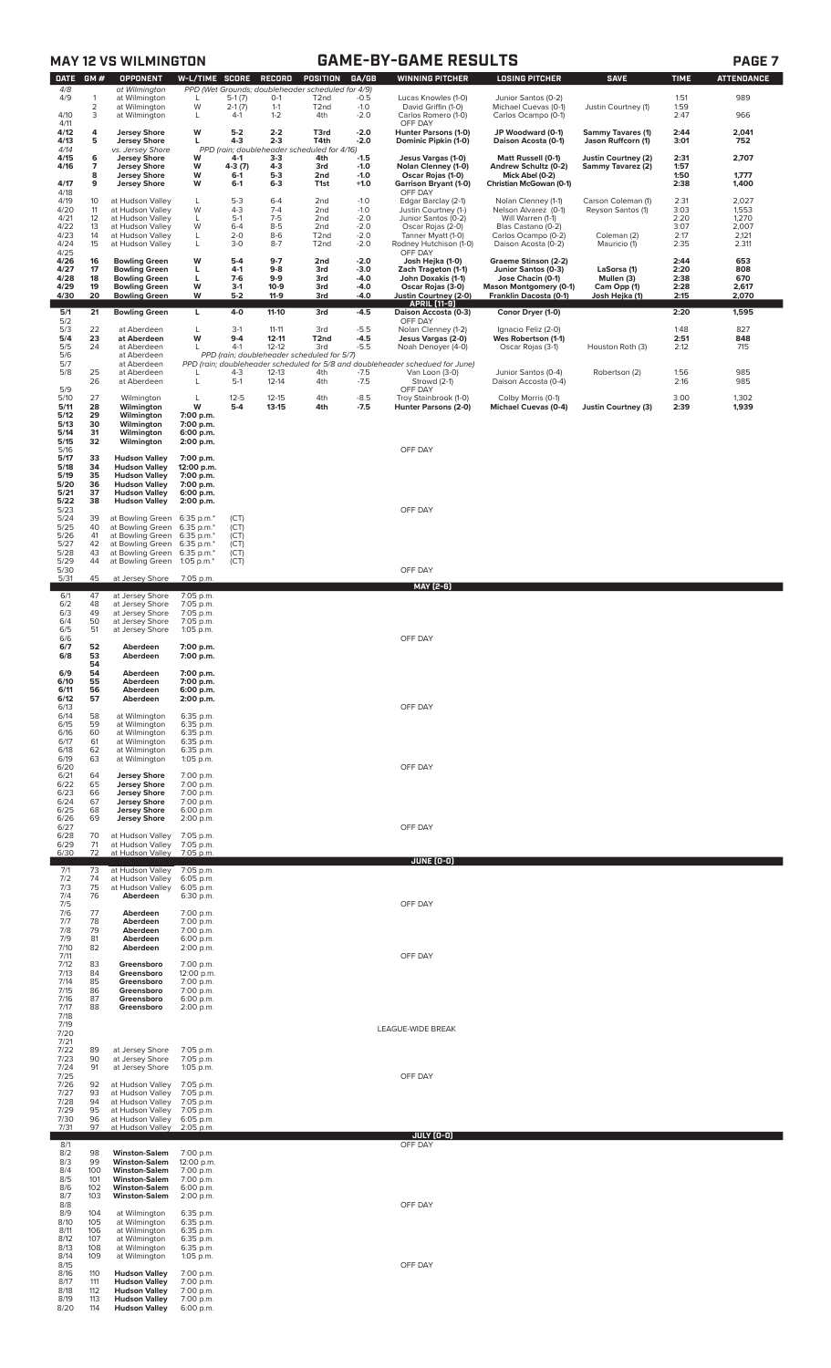## MAY 12 VS WILMINGTON

## GAME-BY-GAME RESULTS

| DATE | GM # | OPPONENT | W-L/TIME | SCORE | RECORD | POSITION | GA/GB | WINNING PITCHER | LOSING PITCHER | SAVE | TIME | ATTENDANCE |
|---|---|---|---|---|---|---|---|---|---|---|---|---|
| 4/8 | | at Wilmington | PPD (Wet Grounds; doubleheader scheduled for 4/9) | | | | | | | | | |
| 4/9 | 1 | at Wilmington | L | 5-1 (7) | 0-1 | T2nd | -0.5 | Lucas Knowles (1-0) | Junior Santos (0-2) | | 1:51 | 989 |
| | 2 | at Wilmington | W | 2-1 (7) | 1-1 | T2nd | -1.0 | David Griffin (1-0) | Michael Cuevas (0-1) | Justin Courtney (1) | 1:59 | |
| 4/10 | 3 | at Wilmington | L | 4-1 | 1-2 | 4th | -2.0 | Carlos Romero (1-0) | Carlos Ocampo (0-1) | | 2:47 | 966 |
| 4/11 | | | | | | | | OFF DAY | | | | |
| **4/12** | **4** | **Jersey Shore** | **W** | **5-2** | **2-2** | **T3rd** | **-2.0** | **Hunter Parsons (1-0)** | **JP Woodward (0-1)** | **Sammy Tavares (1)** | **2:44** | **2,041** |
| **4/13** | **5** | **Jersey Shore** | **L** | **4-3** | **2-3** | **T4th** | **-2.0** | **Dominic Pipkin (1-0)** | **Daison Acosta (0-1)** | **Jason Ruffcorn (1)** | **3:01** | **752** |
| 4/14 | | vs. Jersey Shore | PPD (rain; doubleheader scheduled for 4/16) | | | | | | | | | |
| **4/15** | **6** | **Jersey Shore** | **W** | **4-1** | **3-3** | **4th** | **-1.5** | **Jesus Vargas (1-0)** | **Matt Russell (0-1)** | **Justin Courtney (2)** | **2:31** | **2,707** |
| **4/16** | **7** | **Jersey Shore** | **W** | **4-3 (7)** | **4-3** | **3rd** | **-1.0** | **Nolan Clenney (1-0)** | **Andrew Schultz (0-2)** | **Sammy Tavarez (2)** | **1:57** | |
| | **8** | **Jersey Shore** | **W** | **6-1** | **5-3** | **2nd** | **-1.0** | **Oscar Rojas (1-0)** | **Mick Abel (0-2)** | | **1:50** | **1,777** |
| **4/17** | **9** | **Jersey Shore** | **W** | **6-1** | **6-3** | **T1st** | **+1.0** | **Garrison Bryant (1-0)** | **Christian McGowan (0-1)** | | **2:38** | **1,400** |
| 4/18 | | | | | | | | OFF DAY | | | | |
| 4/19 | 10 | at Hudson Valley | L | 5-3 | 6-4 | 2nd | -1.0 | Edgar Barclay (2-1) | Nolan Clenney (1-1) | Carson Coleman (1) | 2:31 | 2,027 |
| 4/20 | 11 | at Hudson Valley | W | 4-3 | 7-4 | 2nd | -1.0 | Justin Courtney (1-) | Nelson Alvarez (0-1) | Reyson Santos (1) | 3:03 | 1,553 |
| 4/21 | 12 | at Hudson Valley | L | 5-1 | 7-5 | 2nd | -2.0 | Junior Santos (0-2) | Will Warren (1-1) | | 2:20 | 1,270 |
| 4/22 | 13 | at Hudson Valley | W | 6-4 | 8-5 | 2nd | -2.0 | Oscar Rojas (2-0) | Blas Castano (0-2) | | 3:07 | 2,007 |
| 4/23 | 14 | at Hudson Valley | L | 2-0 | 8-6 | T2nd | -2.0 | Tanner Myatt (1-0) | Carlos Ocampo (0-2) | Coleman (2) | 2:17 | 2,121 |
| 4/24 | 15 | at Hudson Valley | L | 3-0 | 8-7 | T2nd | -2.0 | Rodney Hutchison (1-0) | Daison Acosta (0-2) | Mauricio (1) | 2:35 | 2,311 |
| 4/25 | | | | | | | | OFF DAY | | | | |
| **4/26** | **16** | **Bowling Green** | **W** | **5-4** | **9-7** | **2nd** | **-2.0** | **Josh Hejka (1-0)** | **Graeme Stinson (2-2)** | | **2:44** | **653** |
| **4/27** | **17** | **Bowling Green** | **L** | **4-1** | **9-8** | **3rd** | **-3.0** | **Zach Trageton (1-1)** | **Junior Santos (0-3)** | **LaSorsa (1)** | **2:20** | **808** |
| **4/28** | **18** | **Bowling Green** | **L** | **7-6** | **9-9** | **3rd** | **-4.0** | **John Doxakis (1-1)** | **Jose Chacin (0-1)** | **Mullen (3)** | **2:38** | **670** |
| **4/29** | **19** | **Bowling Green** | **W** | **3-1** | **10-9** | **3rd** | **-4.0** | **Oscar Rojas (3-0)** | **Mason Montgomery (0-1)** | **Cam Opp (1)** | **2:28** | **2,617** |
| **4/30** | **20** | **Bowling Green** | **W** | **5-2** | **11-9** | **3rd** | **-4.0** | **Justin Courtney (2-0)** | **Franklin Dacosta (0-1)** | **Josh Hejka (1)** | **2:15** | **2,070** |
| | | | | | | | | **APRIL (11-9)** | | | | |
| **5/1** | **21** | **Bowling Green** | **L** | **4-0** | **11-10** | **3rd** | **-4.5** | **Daison Accosta (0-3)** | **Conor Dryer (1-0)** | | **2:20** | **1,595** |
| 5/2 | | | | | | | | OFF DAY | | | | |
| 5/3 | 22 | at Aberdeen | L | 3-1 | 11-11 | 3rd | -5.5 | Nolan Clenney (1-2) | Ignacio Feliz (2-0) | | 1:48 | 827 |
| **5/4** | **23** | **at Aberdeen** | **W** | **9-4** | **12-11** | **T2nd** | **-4.5** | **Jesus Vargas (2-0)** | **Wes Robertson (1-1)** | | **2:51** | **848** |
| 5/5 | 24 | at Aberdeen | L | 4-1 | 12-12 | 3rd | -5.5 | Noah Denoyer (4-0) | Oscar Rojas (3-1) | Houston Roth (3) | 2:12 | 715 |
| 5/6 | | at Aberdeen | PPD (rain; doubleheader scheduled for 5/7) | | | | | | | | | |
| 5/7 | | at Aberdeen | PPD (rain; doubleheader scheduled for 5/8 and doubleheader scheduled for June) | | | | | | | | | |
| 5/8 | 25 | at Aberdeen | L | 4-3 | 12-13 | 4th | -7.5 | Van Loon (3-0) | Junior Santos (0-4) | Robertson (2) | 1:56 | 985 |
| | 26 | at Aberdeen | L | 5-1 | 12-14 | 4th | -7.5 | Strowd (2-1) | Daison Accosta (0-4) | | 2:16 | 985 |
| 5/9 | | | | | | | | OFF DAY | | | | |
| 5/10 | 27 | Wilmington | L | 12-5 | 12-15 | 4th | -8.5 | Troy Stainbrook (1-0) | Colby Morris (0-1) | | 3:00 | 1,302 |
| **5/11** | **28** | **Wilmington** | **W** | **5-4** | **13-15** | **4th** | **-7.5** | **Hunter Parsons (2-0)** | **Michael Cuevas (0-4)** | **Justin Courtney (3)** | **2:39** | **1,939** |
| **5/12** | **29** | **Wilmington** | **7:00 p.m.** | | | | | | | | | |
| **5/13** | **30** | **Wilmington** | **7:00 p.m.** | | | | | | | | | |
| **5/14** | **31** | **Wilmington** | **6:00 p.m.** | | | | | | | | | |
| **5/15** | **32** | **Wilmington** | **2:00 p.m.** | | | | | | | | | |
| 5/16 | | | | | | | | OFF DAY | | | | |
| **5/17** | **33** | **Hudson Valley** | **7:00 p.m.** | | | | | | | | | |
| **5/18** | **34** | **Hudson Valley** | **12:00 p.m.** | | | | | | | | | |
| **5/19** | **35** | **Hudson Valley** | **7:00 p.m.** | | | | | | | | | |
| **5/20** | **36** | **Hudson Valley** | **7:00 p.m.** | | | | | | | | | |
| **5/21** | **37** | **Hudson Valley** | **6:00 p.m.** | | | | | | | | | |
| **5/22** | **38** | **Hudson Valley** | **2:00 p.m.** | | | | | | | | | |
| 5/23 | | | | | | | | OFF DAY | | | | |
| 5/24 | 39 | at Bowling Green | 6:35 p.m.* | (CT) | | | | | | | | |
| 5/25 | 40 | at Bowling Green | 6:35 p.m.* | (CT) | | | | | | | | |
| 5/26 | 41 | at Bowling Green | 6:35 p.m.* | (CT) | | | | | | | | |
| 5/27 | 42 | at Bowling Green | 6:35 p.m.* | (CT) | | | | | | | | |
| 5/28 | 43 | at Bowling Green | 6:35 p.m.* | (CT) | | | | | | | | |
| 5/29 | 44 | at Bowling Green | 1:05 p.m.* | (CT) | | | | | | | | |
| 5/30 | | | | | | | | OFF DAY | | | | |
| 5/31 | 45 | at Jersey Shore | 7:05 p.m. | | | | | | | | | |
| | | | | | | | | **MAY (2-6)** | | | | |
| 6/1 | 47 | at Jersey Shore | 7:05 p.m. | | | | | | | | | |
| 6/2 | 48 | at Jersey Shore | 7:05 p.m. | | | | | | | | | |
| 6/3 | 49 | at Jersey Shore | 7:05 p.m. | | | | | | | | | |
| 6/4 | 50 | at Jersey Shore | 7:05 p.m. | | | | | | | | | |
| 6/5 | 51 | at Jersey Shore | 1:05 p.m. | | | | | | | | | |
| 6/6 | | | | | | | | OFF DAY | | | | |
| **6/7** | **52** | **Aberdeen** | **7:00 p.m.** | | | | | | | | | |
| **6/8** | **53** | **Aberdeen** | **7:00 p.m.** | | | | | | | | | |
| | **54** | | | | | | | | | | | |
| **6/9** | **54** | **Aberdeen** | **7:00 p.m.** | | | | | | | | | |
| **6/10** | **55** | **Aberdeen** | **7:00 p.m.** | | | | | | | | | |
| **6/11** | **56** | **Aberdeen** | **6:00 p.m.** | | | | | | | | | |
| **6/12** | **57** | **Aberdeen** | **2:00 p.m.** | | | | | | | | | |
| 6/13 | | | | | | | | OFF DAY | | | | |
| 6/14 | 58 | at Wilmington | 6:35 p.m. | | | | | | | | | |
| 6/15 | 59 | at Wilmington | 6:35 p.m. | | | | | | | | | |
| 6/16 | 60 | at Wilmington | 6:35 p.m. | | | | | | | | | |
| 6/17 | 61 | at Wilmington | 6:35 p.m. | | | | | | | | | |
| 6/18 | 62 | at Wilmington | 6:35 p.m. | | | | | | | | | |
| 6/19 | 63 | at Wilmington | 1:05 p.m. | | | | | | | | | |
| 6/20 | | | | | | | | OFF DAY | | | | |
| 6/21 | 64 | **Jersey Shore** | 7:00 p.m. | | | | | | | | | |
| 6/22 | 65 | **Jersey Shore** | 7:00 p.m. | | | | | | | | | |
| 6/23 | 66 | **Jersey Shore** | 7:00 p.m. | | | | | | | | | |
| 6/24 | 67 | **Jersey Shore** | 7:00 p.m. | | | | | | | | | |
| 6/25 | 68 | **Jersey Shore** | 6:00 p.m. | | | | | | | | | |
| 6/26 | 69 | **Jersey Shore** | 2:00 p.m. | | | | | | | | | |
| 6/27 | | | | | | | | OFF DAY | | | | |
| 6/28 | 70 | at Hudson Valley | 7:05 p.m. | | | | | | | | | |
| 6/29 | 71 | at Hudson Valley | 7:05 p.m. | | | | | | | | | |
| 6/30 | 72 | at Hudson Valley | 7:05 p.m. | | | | | | | | | |
| | | | | | | | | **JUNE (0-0)** | | | | |
| 7/1 | 73 | at Hudson Valley | 7:05 p.m. | | | | | | | | | |
| 7/2 | 74 | at Hudson Valley | 6:05 p.m. | | | | | | | | | |
| 7/3 | 75 | at Hudson Valley | 6:05 p.m. | | | | | | | | | |
| 7/4 | 76 | **Aberdeen** | 6:30 p.m. | | | | | | | | | |
| 7/5 | | | | | | | | OFF DAY | | | | |
| 7/6 | 77 | **Aberdeen** | 7:00 p.m. | | | | | | | | | |
| 7/7 | 78 | **Aberdeen** | 7:00 p.m. | | | | | | | | | |
| 7/8 | 79 | **Aberdeen** | 7:00 p.m. | | | | | | | | | |
| 7/9 | 81 | **Aberdeen** | 6:00 p.m. | | | | | | | | | |
| 7/10 | 82 | **Aberdeen** | 2:00 p.m. | | | | | | | | | |
| 7/11 | | | | | | | | OFF DAY | | | | |
| 7/12 | 83 | **Greensboro** | 7:00 p.m. | | | | | | | | | |
| 7/13 | 84 | **Greensboro** | 12:00 p.m. | | | | | | | | | |
| 7/14 | 85 | **Greensboro** | 7:00 p.m. | | | | | | | | | |
| 7/15 | 86 | **Greensboro** | 7:00 p.m. | | | | | | | | | |
| 7/16 | 87 | **Greensboro** | 6:00 p.m. | | | | | | | | | |
| 7/17 | 88 | **Greensboro** | 2:00 p.m. | | | | | | | | | |
| 7/18 | | | | | | | | | | | | |
| 7/19 | | | | | | | | | | | | |
| 7/20 | | | | | | | | LEAGUE-WIDE BREAK | | | | |
| 7/21 | | | | | | | | | | | | |
| 7/22 | 89 | at Jersey Shore | 7:05 p.m. | | | | | | | | | |
| 7/23 | 90 | at Jersey Shore | 7:05 p.m. | | | | | | | | | |
| 7/24 | 91 | at Jersey Shore | 1:05 p.m. | | | | | | | | | |
| 7/25 | | | | | | | | OFF DAY | | | | |
| 7/26 | 92 | at Hudson Valley | 7:05 p.m. | | | | | | | | | |
| 7/27 | 93 | at Hudson Valley | 7:05 p.m. | | | | | | | | | |
| 7/28 | 94 | at Hudson Valley | 7:05 p.m. | | | | | | | | | |
| 7/29 | 95 | at Hudson Valley | 7:05 p.m. | | | | | | | | | |
| 7/30 | 96 | at Hudson Valley | 6:05 p.m. | | | | | | | | | |
| 7/31 | 97 | at Hudson Valley | 2:05 p.m. | | | | | | | | | |
| | | | | | | | | **JULY (0-0)** | | | | |
| 8/1 | | | | | | | | OFF DAY | | | | |
| 8/2 | 98 | **Winston-Salem** | 7:00 p.m. | | | | | | | | | |
| 8/3 | 99 | **Winston-Salem** | 12:00 p.m. | | | | | | | | | |
| 8/4 | 100 | **Winston-Salem** | 7:00 p.m. | | | | | | | | | |
| 8/5 | 101 | **Winston-Salem** | 7:00 p.m. | | | | | | | | | |
| 8/6 | 102 | **Winston-Salem** | 6:00 p.m. | | | | | | | | | |
| 8/7 | 103 | **Winston-Salem** | 2:00 p.m. | | | | | | | | | |
| 8/8 | | | | | | | | OFF DAY | | | | |
| 8/9 | 104 | at Wilmington | 6:35 p.m. | | | | | | | | | |
| 8/10 | 105 | at Wilmington | 6:35 p.m. | | | | | | | | | |
| 8/11 | 106 | at Wilmington | 6:35 p.m. | | | | | | | | | |
| 8/12 | 107 | at Wilmington | 6:35 p.m. | | | | | | | | | |
| 8/13 | 108 | at Wilmington | 6:35 p.m. | | | | | | | | | |
| 8/14 | 109 | at Wilmington | 1:05 p.m. | | | | | | | | | |
| 8/15 | | | | | | | | OFF DAY | | | | |
| 8/16 | 110 | **Hudson Valley** | 7:00 p.m. | | | | | | | | | |
| 8/17 | 111 | **Hudson Valley** | 7:00 p.m. | | | | | | | | | |
| 8/18 | 112 | **Hudson Valley** | 7:00 p.m. | | | | | | | | | |
| 8/19 | 113 | **Hudson Valley** | 7:00 p.m. | | | | | | | | | |
| 8/20 | 114 | **Hudson Valley** | 6:00 p.m. | | | | | | | | | |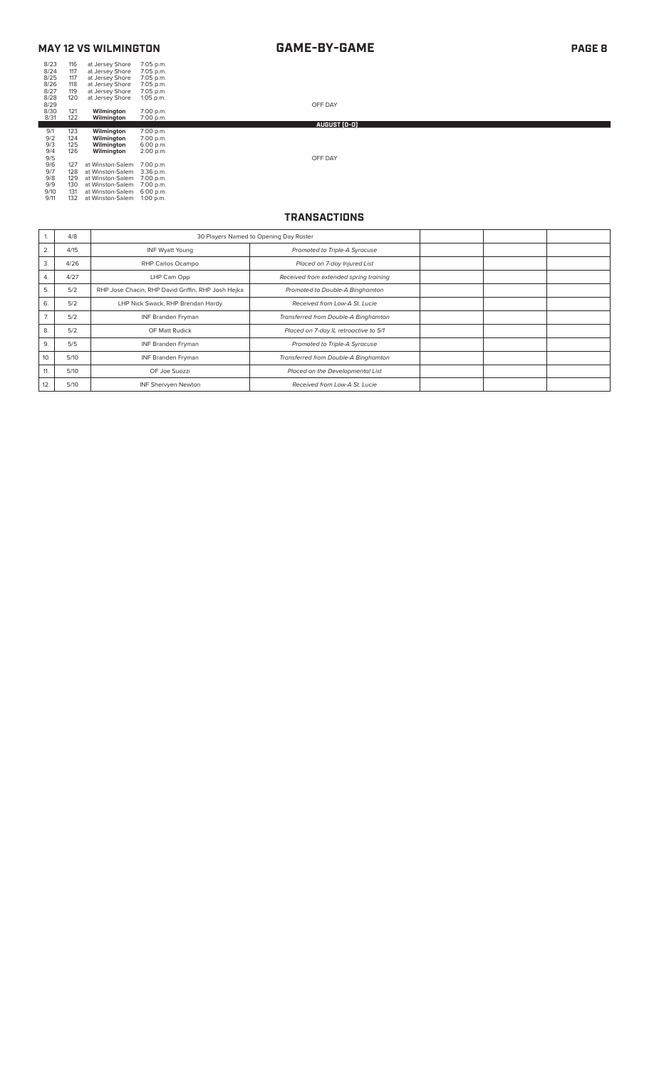## GAME-BY-GAME

| | | | | |
|---|---|---|---|---|
| 8/23 | 116 | at Jersey Shore | 7:05 p.m. | |
| 8/24 | 117 | at Jersey Shore | 7:05 p.m. | |
| 8/25 | 117 | at Jersey Shore | 7:05 p.m. | |
| 8/26 | 118 | at Jersey Shore | 7:05 p.m. | |
| 8/27 | 119 | at Jersey Shore | 7:05 p.m. | |
| 8/28 | 120 | at Jersey Shore | 1:05 p.m. | |
| 8/29 | | | | OFF DAY |
| 8/30 | 121 | **Wilmington** | 7:00 p.m. | |
| 8/31 | 122 | **Wilmington** | 7:00 p.m. | |
| | | | | **AUGUST (0-0)** |
| 9/1 | 123 | **Wilmington** | 7:00 p.m. | |
| 9/2 | 124 | **Wilmington** | 7:00 p.m. | |
| 9/3 | 125 | **Wilmington** | 6:00 p.m. | |
| 9/4 | 126 | **Wilmington** | 2:00 p.m. | |
| 9/5 | | | | OFF DAY |
| 9/6 | 127 | at Winston-Salem | 7:00 p.m. | |
| 9/7 | 128 | at Winston-Salem | 3:36 p.m. | |
| 9/8 | 129 | at Winston-Salem | 7:00 p.m. | |
| 9/9 | 130 | at Winston-Salem | 7:00 p.m. | |
| 9/10 | 131 | at Winston-Salem | 6:00 p.m. | |
| 9/11 | 132 | at Winston-Salem | 1:00 p.m. | |

## TRANSACTIONS

| | | | | | | |
|---|---|---|---|---|---|---|
| 1. | 4/8 | 30 Players Named to Opening Day Roster | | | | |
| 2. | 4/15 | INF Wyatt Young | *Promoted to Triple-A Syracuse* | | | |
| 3. | 4/26 | RHP Carlos Ocampo | *Placed on 7-day Injured List* | | | |
| 4. | 4/27 | LHP Cam Opp | *Received from extended spring training* | | | |
| 5. | 5/2 | RHP Jose Chacin, RHP David Griffin, RHP Josh Hejka | *Promoted to Double-A Binghamton* | | | |
| 6. | 5/2 | LHP Nick Swack, RHP Brendan Hardy | *Received from Low-A St. Lucie* | | | |
| 7. | 5/2 | INF Branden Fryman | *Transferred from Double-A Binghamton* | | | |
| 8. | 5/2 | OF Matt Rudick | *Placed on 7-day IL retroactive to 5/1* | | | |
| 9. | 5/5 | INF Branden Fryman | *Promoted to Triple-A Syracuse* | | | |
| 10. | 5/10 | INF Branden Fryman | *Transferred from Double-A Binghamton* | | | |
| 11. | 5/10 | OF Joe Suozzi | *Placed on the Developmental List* | | | |
| 12. | 5/10 | INF Shervyen Newton | *Received from Low-A St. Lucie* | | | |